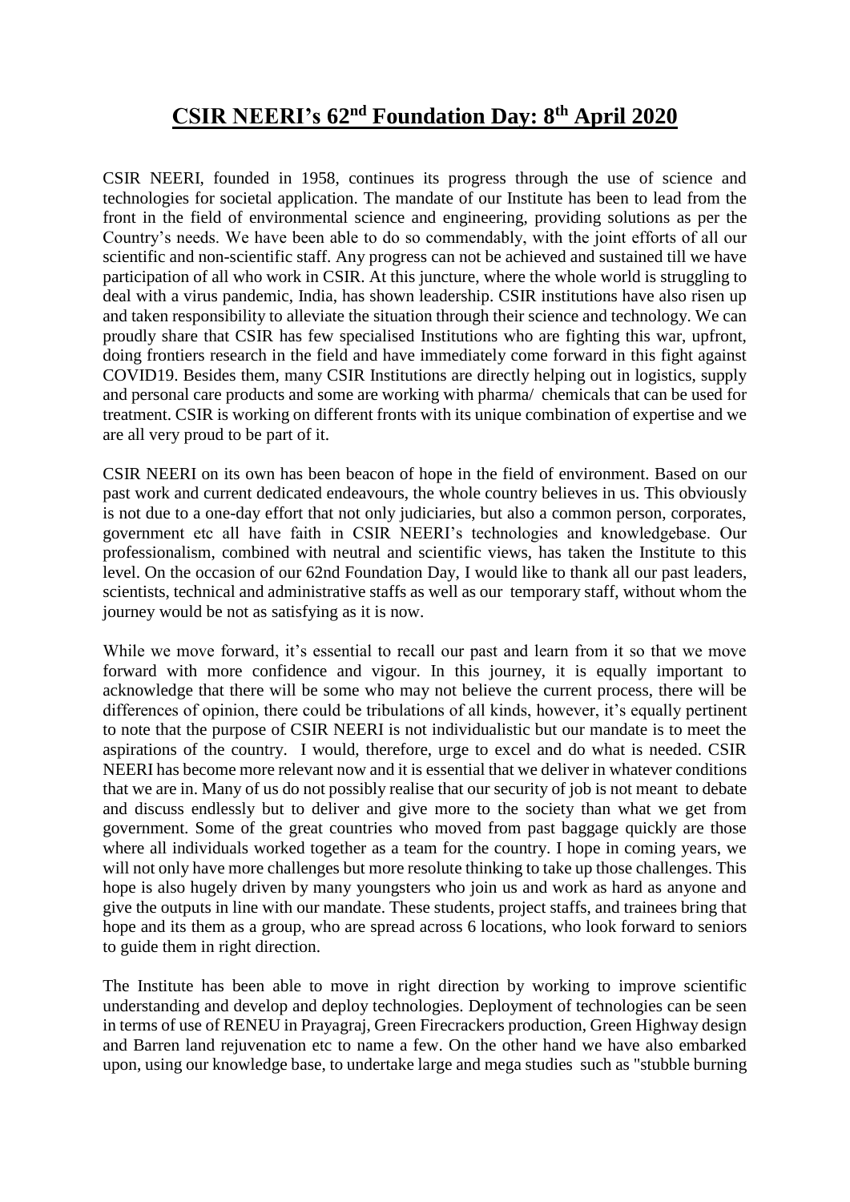# CSIR NEERI's 62nd Foundation Day: 8th April 2020

CSIR NEERI, founded in 1958, continues its progress through the use of science and technologies for societal application. The mandate of our Institute has been to lead from the front in the field of environmental science and engineering, providing solutions as per the Country's needs. We have been able to do so commendably, with the joint efforts of all our scientific and non-scientific staff. Any progress can not be achieved and sustained till we have participation of all who work in CSIR. At this juncture, where the whole world is struggling to deal with a virus pandemic, India, has shown leadership. CSIR institutions have also risen up and taken responsibility to alleviate the situation through their science and technology. We can proudly share that CSIR has few specialised Institutions who are fighting this war, upfront, doing frontiers research in the field and have immediately come forward in this fight against COVID19. Besides them, many CSIR Institutions are directly helping out in logistics, supply and personal care products and some are working with pharma/ chemicals that can be used for treatment. CSIR is working on different fronts with its unique combination of expertise and we are all very proud to be part of it.

CSIR NEERI on its own has been beacon of hope in the field of environment. Based on our past work and current dedicated endeavours, the whole country believes in us. This obviously is not due to a one-day effort that not only judiciaries, but also a common person, corporates, government etc all have faith in CSIR NEERI's technologies and knowledgebase. Our professionalism, combined with neutral and scientific views, has taken the Institute to this level. On the occasion of our 62nd Foundation Day, I would like to thank all our past leaders, scientists, technical and administrative staffs as well as our temporary staff, without whom the journey would be not as satisfying as it is now.

While we move forward, it's essential to recall our past and learn from it so that we move forward with more confidence and vigour. In this journey, it is equally important to acknowledge that there will be some who may not believe the current process, there will be differences of opinion, there could be tribulations of all kinds, however, it's equally pertinent to note that the purpose of CSIR NEERI is not individualistic but our mandate is to meet the aspirations of the country. I would, therefore, urge to excel and do what is needed. CSIR NEERI has become more relevant now and it is essential that we deliver in whatever conditions that we are in. Many of us do not possibly realise that our security of job is not meant to debate and discuss endlessly but to deliver and give more to the society than what we get from government. Some of the great countries who moved from past baggage quickly are those where all individuals worked together as a team for the country. I hope in coming years, we will not only have more challenges but more resolute thinking to take up those challenges. This hope is also hugely driven by many youngsters who join us and work as hard as anyone and give the outputs in line with our mandate. These students, project staffs, and trainees bring that hope and its them as a group, who are spread across 6 locations, who look forward to seniors to guide them in right direction.

The Institute has been able to move in right direction by working to improve scientific understanding and develop and deploy technologies. Deployment of technologies can be seen in terms of use of RENEU in Prayagraj, Green Firecrackers production, Green Highway design and Barren land rejuvenation etc to name a few. On the other hand we have also embarked upon, using our knowledge base, to undertake large and mega studies such as "stubble burning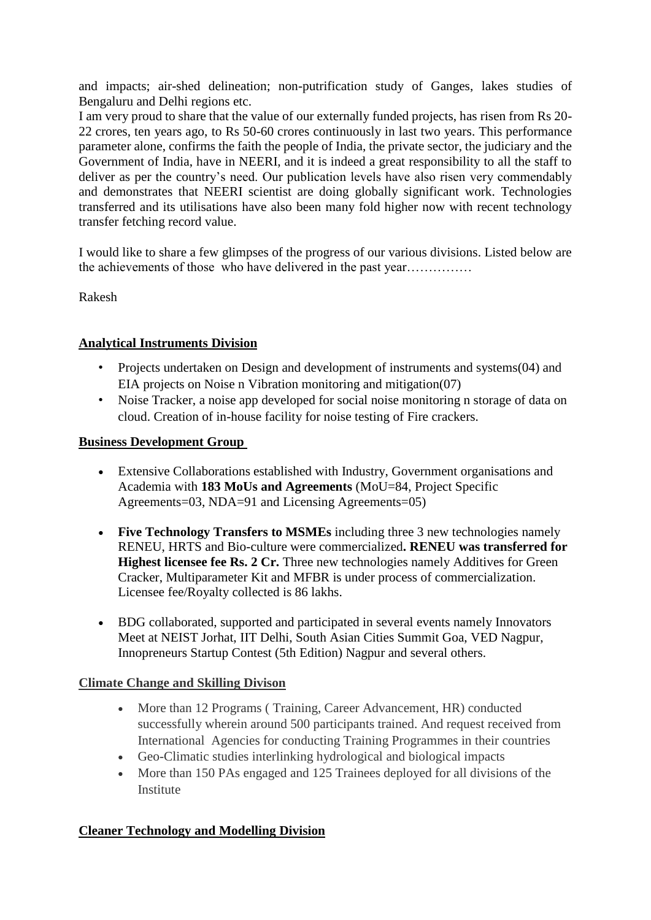and impacts; air-shed delineation; non-putrification study of Ganges, lakes studies of Bengaluru and Delhi regions etc.

I am very proud to share that the value of our externally funded projects, has risen from Rs 20-22 crores, ten years ago, to Rs 50-60 crores continuously in last two years. This performance parameter alone, confirms the faith the people of India, the private sector, the judiciary and the Government of India, have in NEERI, and it is indeed a great responsibility to all the staff to deliver as per the country's need. Our publication levels have also risen very commendably and demonstrates that NEERI scientist are doing globally significant work. Technologies transferred and its utilisations have also been many fold higher now with recent technology transfer fetching record value.

I would like to share a few glimpses of the progress of our various divisions. Listed below are the achievements of those who have delivered in the past year……………

Rakesh

**Analytical Instruments Division**

- Projects undertaken on Design and development of instruments and systems(04) and EIA projects on Noise n Vibration monitoring and mitigation(07)
- Noise Tracker, a noise app developed for social noise monitoring n storage of data on cloud. Creation of in-house facility for noise testing of Fire crackers.

**Business Development Group**

- Extensive Collaborations established with Industry, Government organisations and Academia with **183 MoUs and Agreements** (MoU=84, Project Specific Agreements=03, NDA=91 and Licensing Agreements=05)

- **Five Technology Transfers to MSMEs** including three 3 new technologies namely RENEU, HRTS and Bio-culture were commercialized**. RENEU was transferred for Highest licensee fee Rs. 2 Cr.** Three new technologies namely Additives for Green Cracker, Multiparameter Kit and MFBR is under process of commercialization. Licensee fee/Royalty collected is 86 lakhs.

- BDG collaborated, supported and participated in several events namely Innovators Meet at NEIST Jorhat, IIT Delhi, South Asian Cities Summit Goa, VED Nagpur, Innopreneurs Startup Contest (5th Edition) Nagpur and several others.

**Climate Change and Skilling Divison**

- More than 12 Programs ( Training, Career Advancement, HR) conducted successfully wherein around 500 participants trained. And request received from International Agencies for conducting Training Programmes in their countries
- Geo-Climatic studies interlinking hydrological and biological impacts
- More than 150 PAs engaged and 125 Trainees deployed for all divisions of the Institute

**Cleaner Technology and Modelling Division**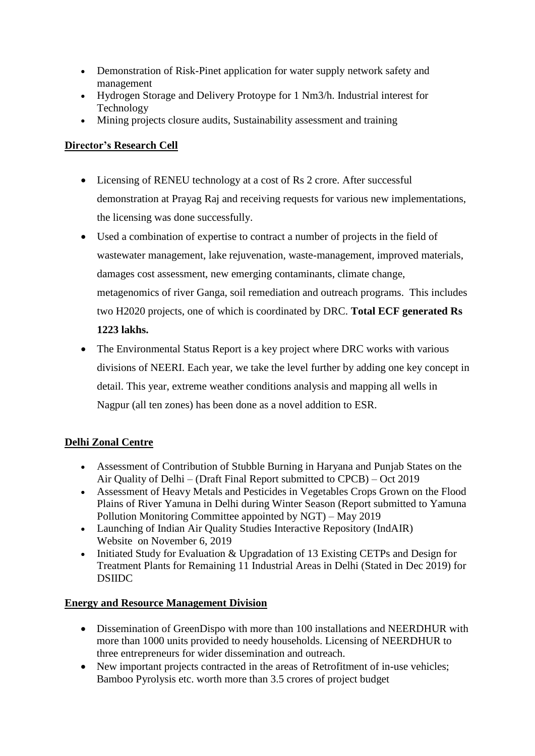- Demonstration of Risk-Pinet application for water supply network safety and management
- Hydrogen Storage and Delivery Protoype for 1 Nm3/h. Industrial interest for Technology
- Mining projects closure audits, Sustainability assessment and training

**Director's Research Cell**

- Licensing of RENEU technology at a cost of Rs 2 crore. After successful demonstration at Prayag Raj and receiving requests for various new implementations, the licensing was done successfully.
- Used a combination of expertise to contract a number of projects in the field of wastewater management, lake rejuvenation, waste-management, improved materials, damages cost assessment, new emerging contaminants, climate change, metagenomics of river Ganga, soil remediation and outreach programs. This includes two H2020 projects, one of which is coordinated by DRC. **Total ECF generated Rs 1223 lakhs.**
- The Environmental Status Report is a key project where DRC works with various divisions of NEERI. Each year, we take the level further by adding one key concept in detail. This year, extreme weather conditions analysis and mapping all wells in Nagpur (all ten zones) has been done as a novel addition to ESR.

**Delhi Zonal Centre**

- Assessment of Contribution of Stubble Burning in Haryana and Punjab States on the Air Quality of Delhi – (Draft Final Report submitted to CPCB) – Oct 2019
- Assessment of Heavy Metals and Pesticides in Vegetables Crops Grown on the Flood Plains of River Yamuna in Delhi during Winter Season (Report submitted to Yamuna Pollution Monitoring Committee appointed by NGT) – May 2019
- Launching of Indian Air Quality Studies Interactive Repository (IndAIR) Website on November 6, 2019
- Initiated Study for Evaluation & Upgradation of 13 Existing CETPs and Design for Treatment Plants for Remaining 11 Industrial Areas in Delhi (Stated in Dec 2019) for DSIIDC

**Energy and Resource Management Division**

- Dissemination of GreenDispo with more than 100 installations and NEERDHUR with more than 1000 units provided to needy households. Licensing of NEERDHUR to three entrepreneurs for wider dissemination and outreach.
- New important projects contracted in the areas of Retrofitment of in-use vehicles; Bamboo Pyrolysis etc. worth more than 3.5 crores of project budget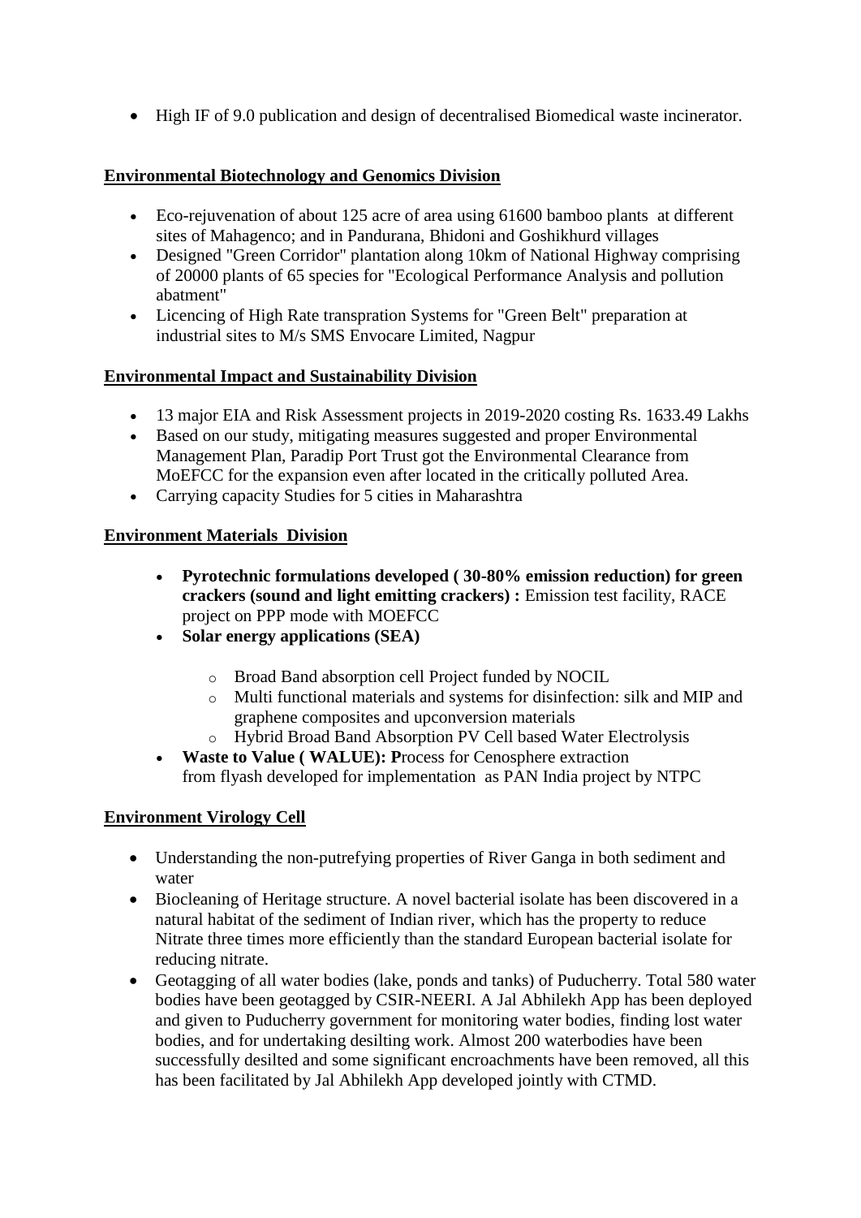- High IF of 9.0 publication and design of decentralised Biomedical waste incinerator.

## Environmental Biotechnology and Genomics Division

- Eco-rejuvenation of about 125 acre of area using 61600 bamboo plants at different sites of Mahagenco; and in Pandurana, Bhidoni and Goshikhurd villages
- Designed "Green Corridor" plantation along 10km of National Highway comprising of 20000 plants of 65 species for "Ecological Performance Analysis and pollution abatment"
- Licencing of High Rate transpration Systems for "Green Belt" preparation at industrial sites to M/s SMS Envocare Limited, Nagpur

## Environmental Impact and Sustainability Division

- 13 major EIA and Risk Assessment projects in 2019-2020 costing Rs. 1633.49 Lakhs
- Based on our study, mitigating measures suggested and proper Environmental Management Plan, Paradip Port Trust got the Environmental Clearance from MoEFCC for the expansion even after located in the critically polluted Area.
- Carrying capacity Studies for 5 cities in Maharashtra

## Environment Materials Division

- **Pyrotechnic formulations developed ( 30-80% emission reduction) for green crackers (sound and light emitting crackers) :** Emission test facility, RACE project on PPP mode with MOEFCC
- **Solar energy applications (SEA)**
  - Broad Band absorption cell Project funded by NOCIL
  - Multi functional materials and systems for disinfection: silk and MIP and graphene composites and upconversion materials
  - Hybrid Broad Band Absorption PV Cell based Water Electrolysis
- **Waste to Value ( WALUE): P**rocess for Cenosphere extraction from flyash developed for implementation as PAN India project by NTPC

## Environment Virology Cell

- Understanding the non-putrefying properties of River Ganga in both sediment and water
- Biocleaning of Heritage structure. A novel bacterial isolate has been discovered in a natural habitat of the sediment of Indian river, which has the property to reduce Nitrate three times more efficiently than the standard European bacterial isolate for reducing nitrate.
- Geotagging of all water bodies (lake, ponds and tanks) of Puducherry. Total 580 water bodies have been geotagged by CSIR-NEERI. A Jal Abhilekh App has been deployed and given to Puducherry government for monitoring water bodies, finding lost water bodies, and for undertaking desilting work. Almost 200 waterbodies have been successfully desilted and some significant encroachments have been removed, all this has been facilitated by Jal Abhilekh App developed jointly with CTMD.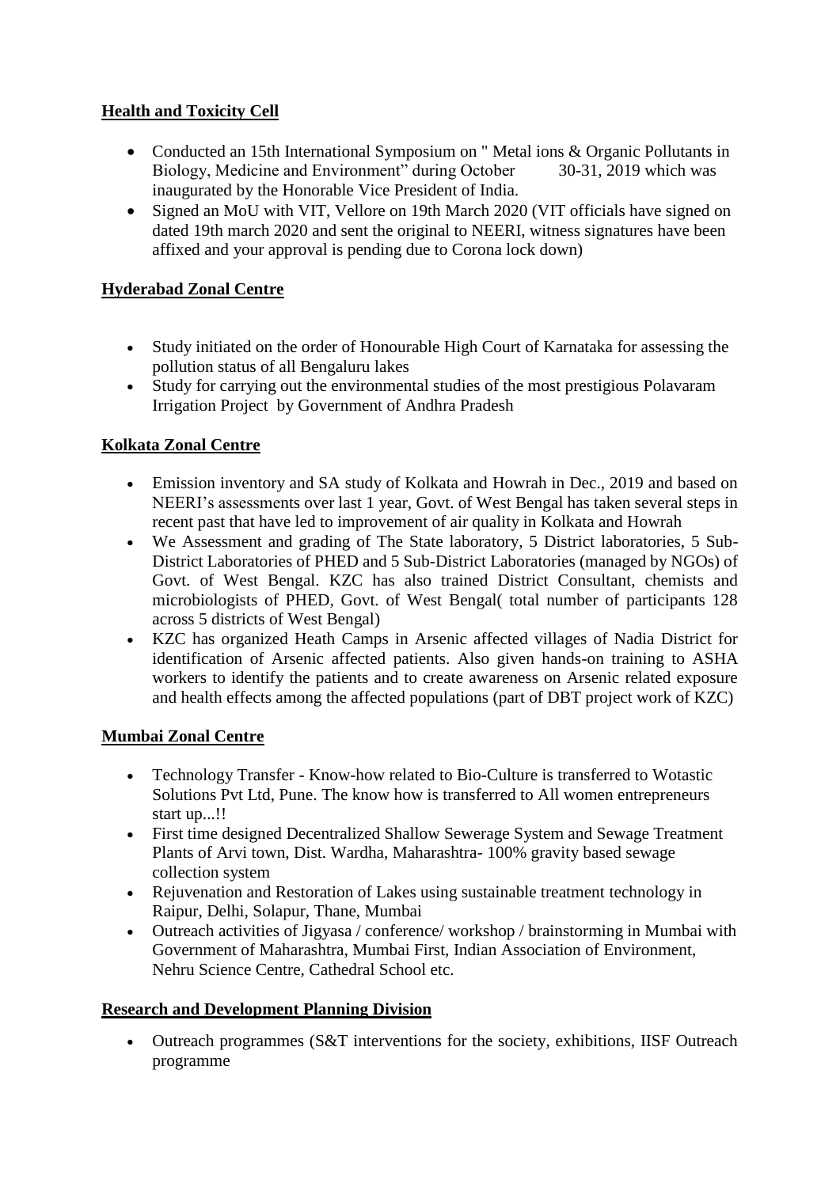**Health and Toxicity Cell**

- Conducted an 15th International Symposium on " Metal ions & Organic Pollutants in Biology, Medicine and Environment" during October 30-31, 2019 which was inaugurated by the Honorable Vice President of India.
- Signed an MoU with VIT, Vellore on 19th March 2020 (VIT officials have signed on dated 19th march 2020 and sent the original to NEERI, witness signatures have been affixed and your approval is pending due to Corona lock down)

**Hyderabad Zonal Centre**

- Study initiated on the order of Honourable High Court of Karnataka for assessing the pollution status of all Bengaluru lakes
- Study for carrying out the environmental studies of the most prestigious Polavaram Irrigation Project by Government of Andhra Pradesh

**Kolkata Zonal Centre**

- Emission inventory and SA study of Kolkata and Howrah in Dec., 2019 and based on NEERI's assessments over last 1 year, Govt. of West Bengal has taken several steps in recent past that have led to improvement of air quality in Kolkata and Howrah
- We Assessment and grading of The State laboratory, 5 District laboratories, 5 Sub-District Laboratories of PHED and 5 Sub-District Laboratories (managed by NGOs) of Govt. of West Bengal. KZC has also trained District Consultant, chemists and microbiologists of PHED, Govt. of West Bengal( total number of participants 128 across 5 districts of West Bengal)
- KZC has organized Heath Camps in Arsenic affected villages of Nadia District for identification of Arsenic affected patients. Also given hands-on training to ASHA workers to identify the patients and to create awareness on Arsenic related exposure and health effects among the affected populations (part of DBT project work of KZC)

**Mumbai Zonal Centre**

- Technology Transfer - Know-how related to Bio-Culture is transferred to Wotastic Solutions Pvt Ltd, Pune. The know how is transferred to All women entrepreneurs start up...!!
- First time designed Decentralized Shallow Sewerage System and Sewage Treatment Plants of Arvi town, Dist. Wardha, Maharashtra- 100% gravity based sewage collection system
- Rejuvenation and Restoration of Lakes using sustainable treatment technology in Raipur, Delhi, Solapur, Thane, Mumbai
- Outreach activities of Jigyasa / conference/ workshop / brainstorming in Mumbai with Government of Maharashtra, Mumbai First, Indian Association of Environment, Nehru Science Centre, Cathedral School etc.

**Research and Development Planning Division**

- Outreach programmes (S&T interventions for the society, exhibitions, IISF Outreach programme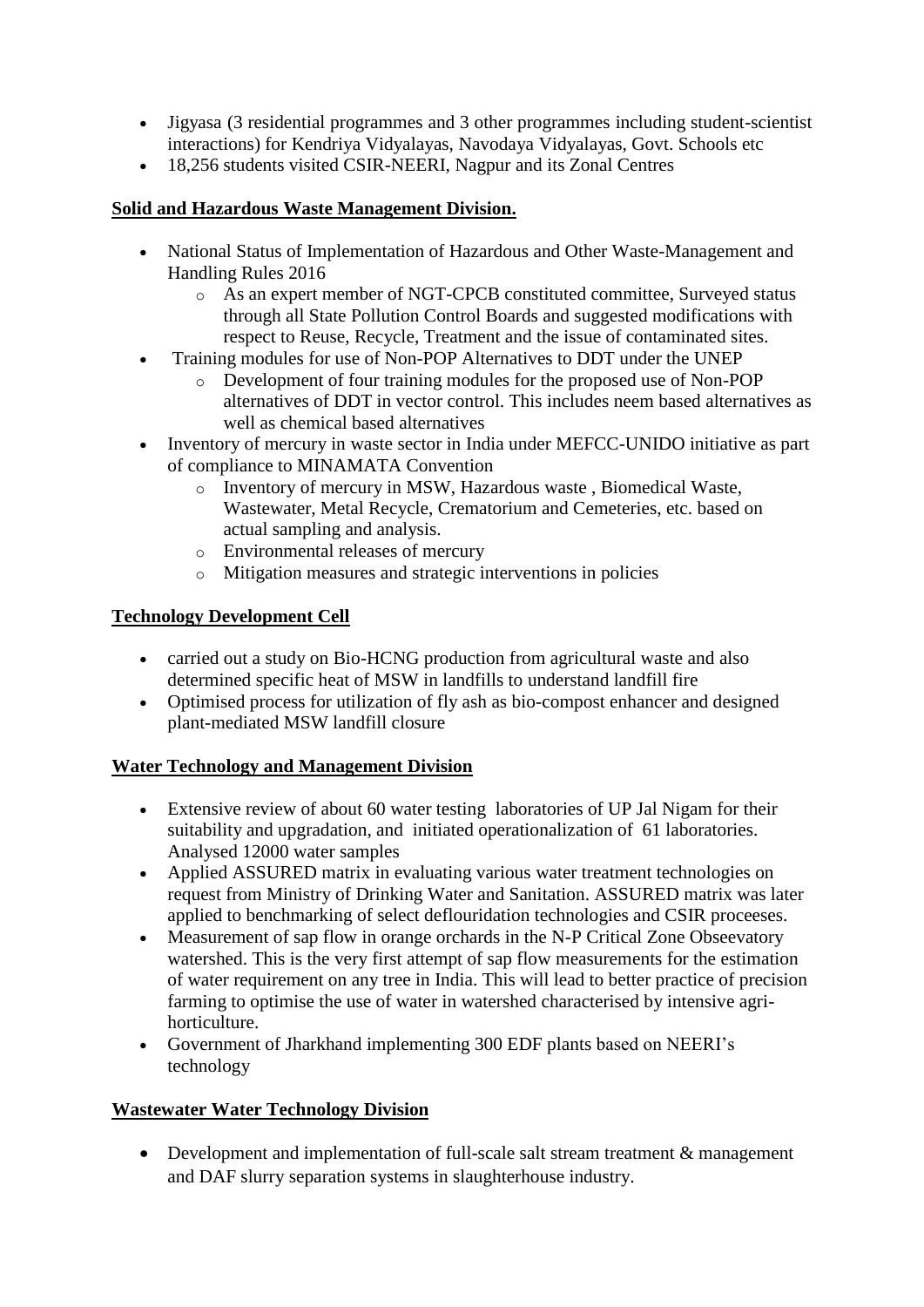- Jigyasa (3 residential programmes and 3 other programmes including student-scientist interactions) for Kendriya Vidyalayas, Navodaya Vidyalayas, Govt. Schools etc
- 18,256 students visited CSIR-NEERI, Nagpur and its Zonal Centres

**Solid and Hazardous Waste Management Division.**

- National Status of Implementation of Hazardous and Other Waste-Management and Handling Rules 2016
  - As an expert member of NGT-CPCB constituted committee, Surveyed status through all State Pollution Control Boards and suggested modifications with respect to Reuse, Recycle, Treatment and the issue of contaminated sites.
- Training modules for use of Non-POP Alternatives to DDT under the UNEP
  - Development of four training modules for the proposed use of Non-POP alternatives of DDT in vector control. This includes neem based alternatives as well as chemical based alternatives
- Inventory of mercury in waste sector in India under MEFCC-UNIDO initiative as part of compliance to MINAMATA Convention
  - Inventory of mercury in MSW, Hazardous waste , Biomedical Waste, Wastewater, Metal Recycle, Crematorium and Cemeteries, etc. based on actual sampling and analysis.
  - Environmental releases of mercury
  - Mitigation measures and strategic interventions in policies

**Technology Development Cell**

- carried out a study on Bio-HCNG production from agricultural waste and also determined specific heat of MSW in landfills to understand landfill fire
- Optimised process for utilization of fly ash as bio-compost enhancer and designed plant-mediated MSW landfill closure

**Water Technology and Management Division**

- Extensive review of about 60 water testing laboratories of UP Jal Nigam for their suitability and upgradation, and initiated operationalization of 61 laboratories. Analysed 12000 water samples
- Applied ASSURED matrix in evaluating various water treatment technologies on request from Ministry of Drinking Water and Sanitation. ASSURED matrix was later applied to benchmarking of select deflouridation technologies and CSIR proceeses.
- Measurement of sap flow in orange orchards in the N-P Critical Zone Obseevatory watershed. This is the very first attempt of sap flow measurements for the estimation of water requirement on any tree in India. This will lead to better practice of precision farming to optimise the use of water in watershed characterised by intensive agri-horticulture.
- Government of Jharkhand implementing 300 EDF plants based on NEERI's technology

**Wastewater Water Technology Division**

- Development and implementation of full-scale salt stream treatment & management and DAF slurry separation systems in slaughterhouse industry.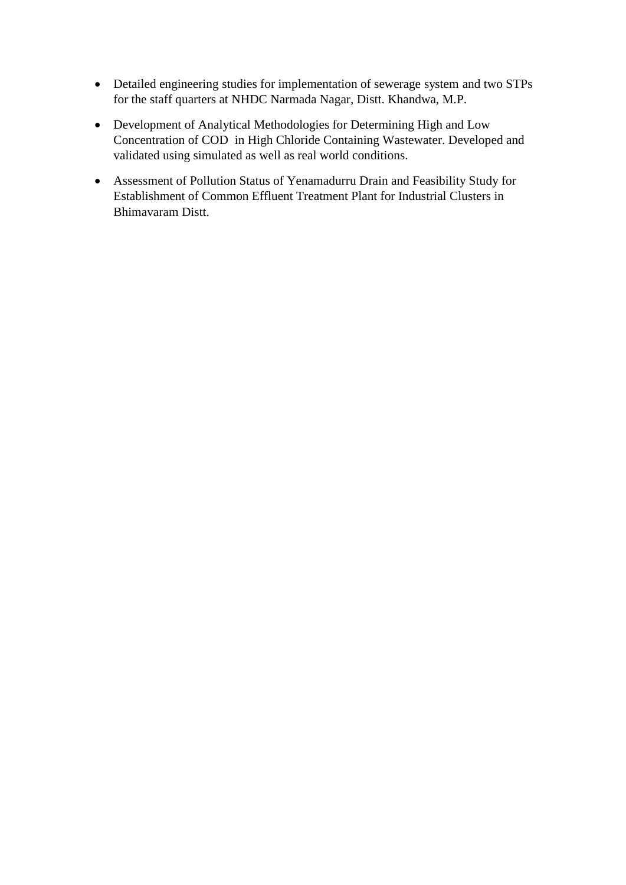- Detailed engineering studies for implementation of sewerage system and two STPs for the staff quarters at NHDC Narmada Nagar, Distt. Khandwa, M.P.
- Development of Analytical Methodologies for Determining High and Low Concentration of COD in High Chloride Containing Wastewater. Developed and validated using simulated as well as real world conditions.
- Assessment of Pollution Status of Yenamadurru Drain and Feasibility Study for Establishment of Common Effluent Treatment Plant for Industrial Clusters in Bhimavaram Distt.